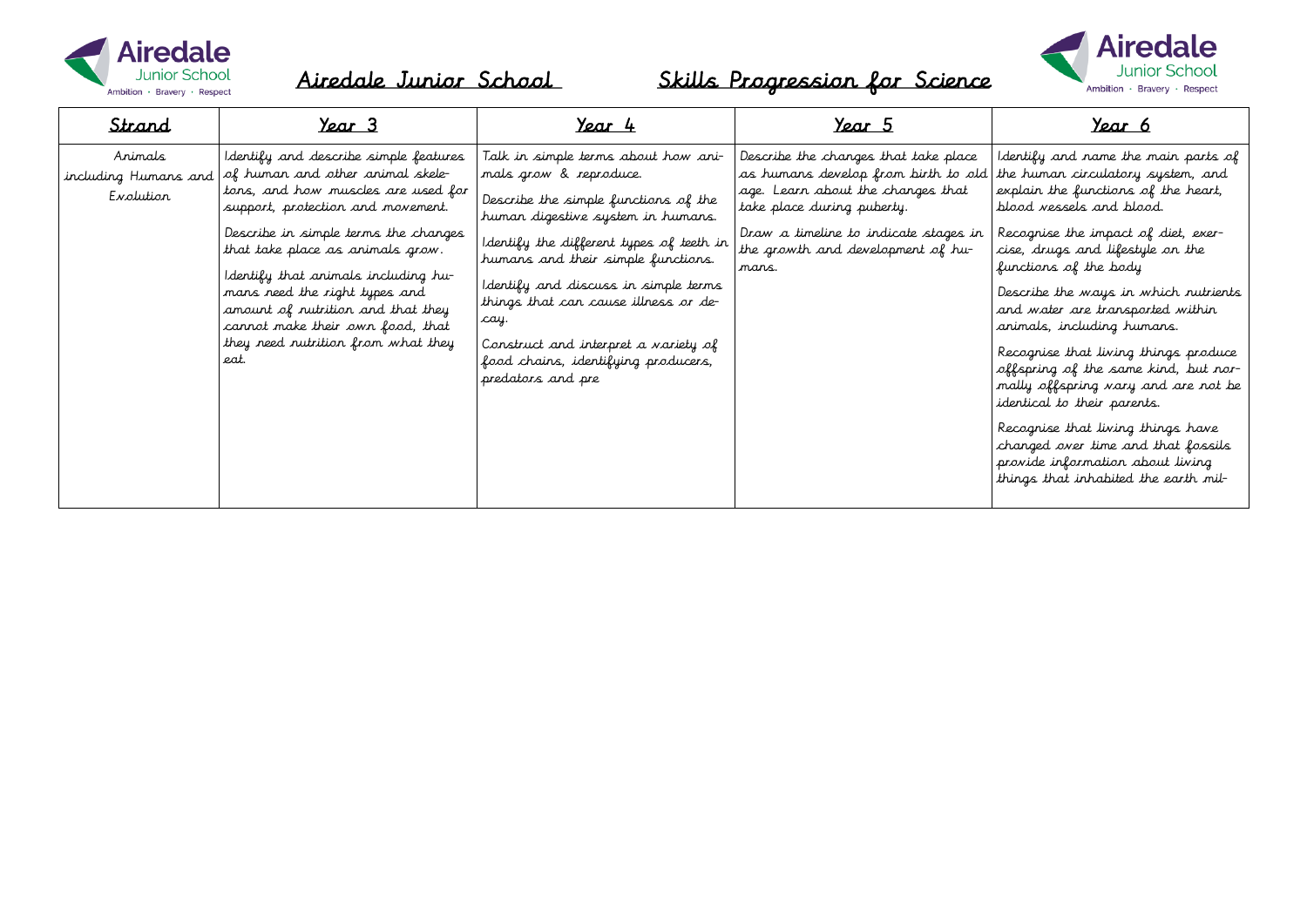# Airedale Junior School

## Skills Progression for Science

| Strand | Year 3 | Year 4 | Year 5 | Year 6 |
|---|---|---|---|---|
| Animals including Humans and Evolution | Identify and describe simple features of human and other animal skeletons, and how muscles are used for support, protection and movement.<br><br>Describe in simple terms the changes that take place as animals grow.<br><br>Identify that animals including humans need the right types and amount of nutrition and that they cannot make their own food, that they need nutrition from what they eat. | Talk in simple terms about how animals grow & reproduce.<br><br>Describe the simple functions of the human digestive system in humans.<br><br>Identify the different types of teeth in humans and their simple functions.<br><br>Identify and discuss in simple terms things that can cause illness or decay.<br><br>Construct and interpret a variety of food chains, identifying producers, predators and pre | Describe the changes that take place as humans develop from birth to old age. Learn about the changes that take place during puberty.<br><br>Draw a timeline to indicate stages in the growth and development of humans. | Identify and name the main parts of the human circulatory system, and explain the functions of the heart, blood vessels and blood.<br><br>Recognise the impact of diet, exercise, drugs and lifestyle on the functions of the body<br><br>Describe the ways in which nutrients and water are transported within animals, including humans.<br><br>Recognise that living things produce offspring of the same kind, but normally offspring vary and are not be identical to their parents.<br><br>Recognise that living things have changed over time and that fossils provide information about living things that inhabited the earth mil- |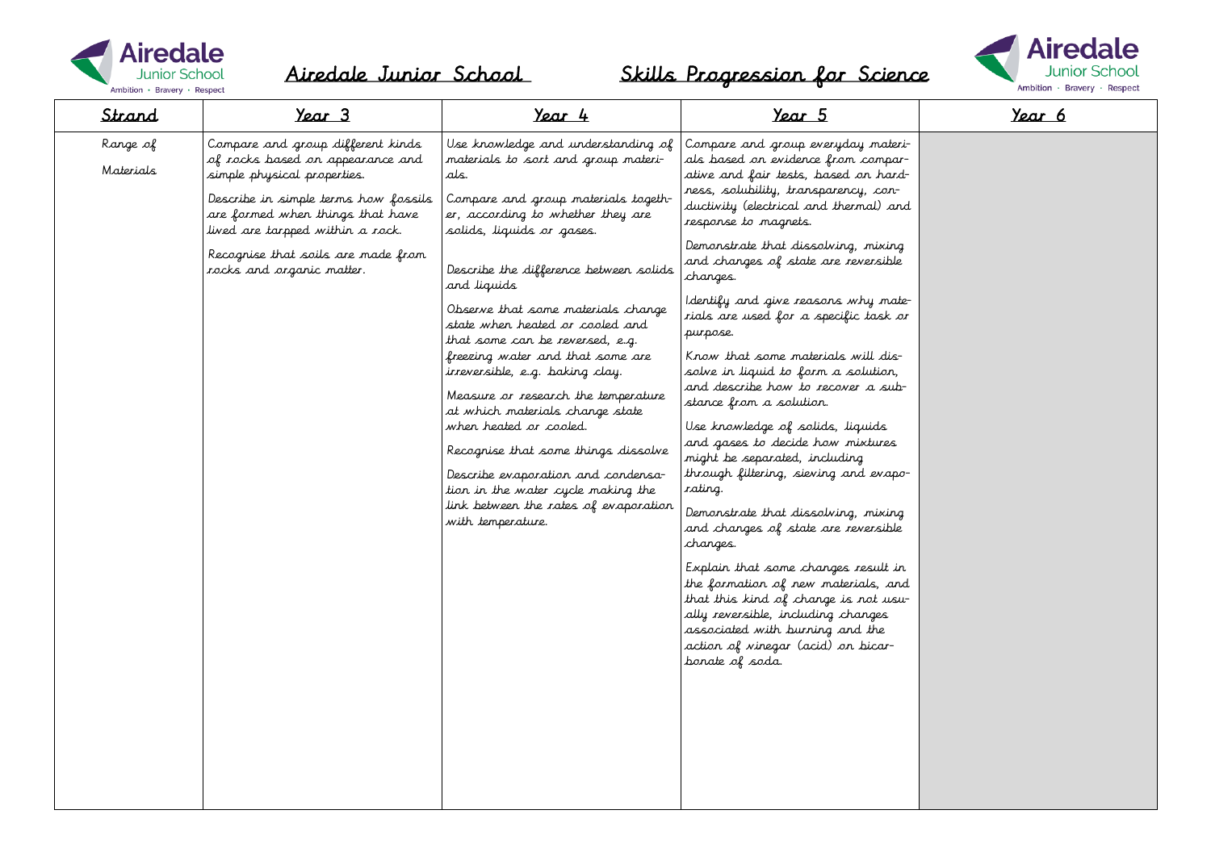# Airedale Junior School — Skills Progression for Science

| Strand | Year 3 | Year 4 | Year 5 | Year 6 |
| --- | --- | --- | --- | --- |
| Range of Materials | Compare and group different kinds of rocks based on appearance and simple physical properties.<br><br>Describe in simple terms how fossils are formed when things that have lived are tarpped within a rock.<br><br>Recognise that soils are made from rocks and organic matter. | Use knowledge and understanding of materials to sort and group materials.<br><br>Compare and group materials together, according to whether they are solids, liquids or gases.<br><br>Describe the difference between solids and liquids<br><br>Observe that some materials change state when heated or cooled and that some can be reversed, e.g. freezing water and that some are irreversible, e.g. baking clay.<br><br>Measure or research the temperature at which materials change state when heated or cooled.<br><br>Recognise that some things dissolve<br><br>Describe evaporation and condensation in the water cycle making the link between the rates of evaporation with temperature. | Compare and group everyday materials based on evidence from comparative and fair tests, based on hardness, solubility, transparency, conductivity (electrical and thermal) and response to magnets.<br><br>Demonstrate that dissolving, mixing and changes of state are reversible changes.<br><br>Identify and give reasons why materials are used for a specific task or purpose.<br><br>Know that some materials will dissolve in liquid to form a solution, and describe how to recover a substance from a solution.<br><br>Use knowledge of solids, liquids and gases to decide how mixtures might be separated, including through filtering, sieving and evaporating.<br><br>Demonstrate that dissolving, mixing and changes of state are reversible changes.<br><br>Explain that some changes result in the formation of new materials, and that this kind of change is not usually reversible, including changes associated with burning and the action of vinegar (acid) on bicarbonate of soda. | |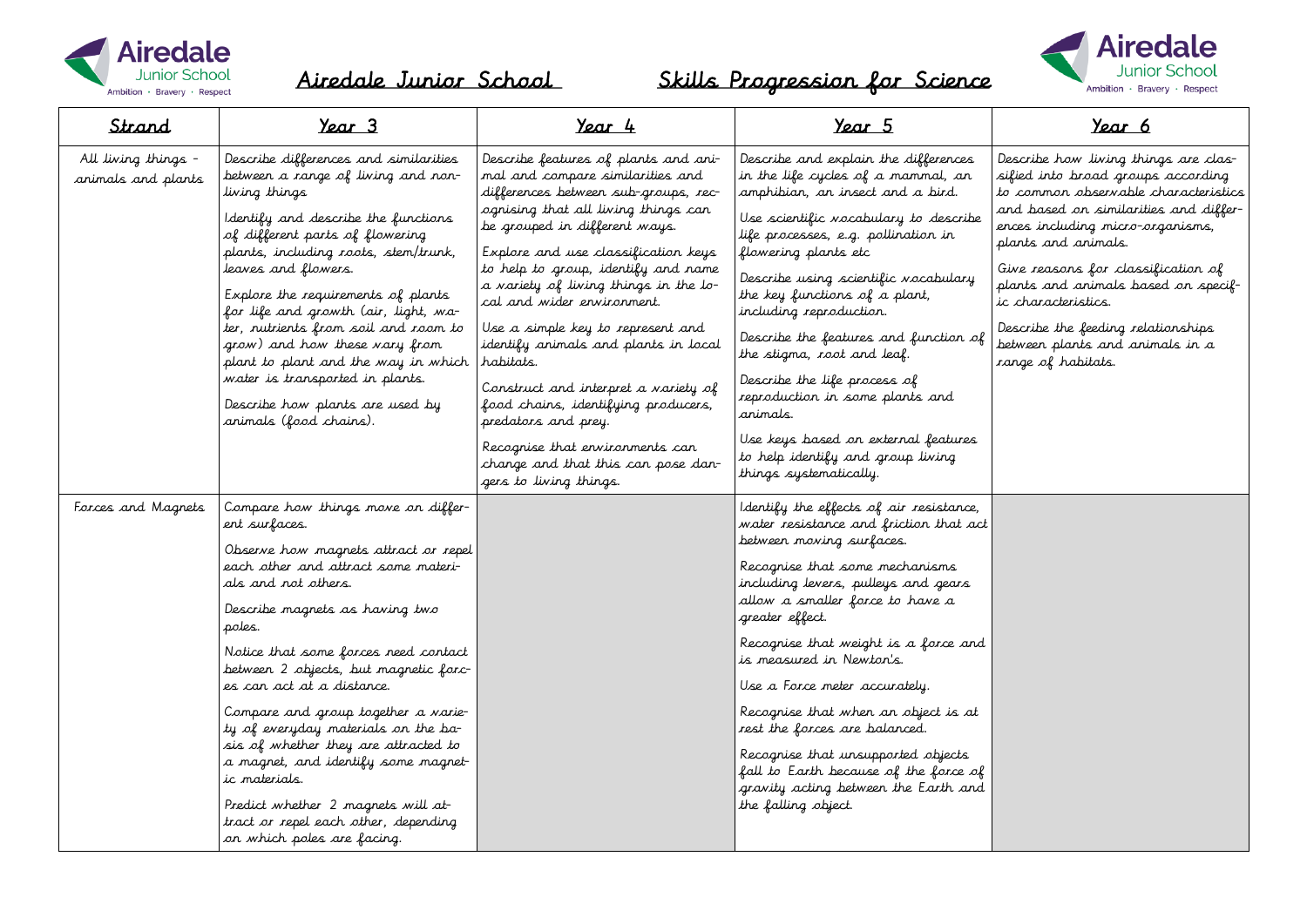# Airedale Junior School    Skills Progression for Science

| Strand | Year 3 | Year 4 | Year 5 | Year 6 |
|---|---|---|---|---|
| All living things - animals and plants | Describe differences and similarities between a range of living and non-living things<br><br>Identify and describe the functions of different parts of flowering plants, including roots, stem/trunk, leaves and flowers.<br><br>Explore the requirements of plants for life and growth (air, light, water, nutrients from soil and room to grow) and how these vary from plant to plant and the way in which water is transported in plants.<br><br>Describe how plants are used by animals (food chains). | Describe features of plants and animal and compare similarities and differences between sub-groups, recognising that all living things can be grouped in different ways.<br><br>Explore and use classification keys to help to group, identify and name a variety of living things in the local and wider environment.<br><br>Use a simple key to represent and identify animals and plants in local habitats.<br><br>Construct and interpret a variety of food chains, identifying producers, predators and prey.<br><br>Recognise that environments can change and that this can pose dangers to living things. | Describe and explain the differences in the life cycles of a mammal, an amphibian, an insect and a bird.<br><br>Use scientific vocabulary to describe life processes, e.g. pollination in flowering plants etc<br><br>Describe using scientific vocabulary the key functions of a plant, including reproduction.<br><br>Describe the features and function of the stigma, root and leaf.<br><br>Describe the life process of reproduction in some plants and animals.<br><br>Use keys based on external features to help identify and group living things systematically. | Describe how living things are classified into broad groups according to common observable characteristics and based on similarities and differences including micro-organisms, plants and animals.<br><br>Give reasons for classification of plants and animals based on specific characteristics.<br><br>Describe the feeding relationships between plants and animals in a range of habitats. |
| Forces and Magnets | Compare how things move on different surfaces.<br><br>Observe how magnets attract or repel each other and attract some materials and not others.<br><br>Describe magnets as having two poles.<br><br>Notice that some forces need contact between 2 objects, but magnetic forces can act at a distance.<br><br>Compare and group together a variety of everyday materials on the basis of whether they are attracted to a magnet, and identify some magnetic materials.<br><br>Predict whether 2 magnets will attract or repel each other, depending on which poles are facing. | | Identify the effects of air resistance, water resistance and friction that act between moving surfaces.<br><br>Recognise that some mechanisms including levers, pulleys and gears allow a smaller force to have a greater effect.<br><br>Recognise that weight is a force and is measured in Newton's.<br><br>Use a Force meter accurately.<br><br>Recognise that when an object is at rest the forces are balanced.<br><br>Recognise that unsupported objects fall to Earth because of the force of gravity acting between the Earth and the falling object. | |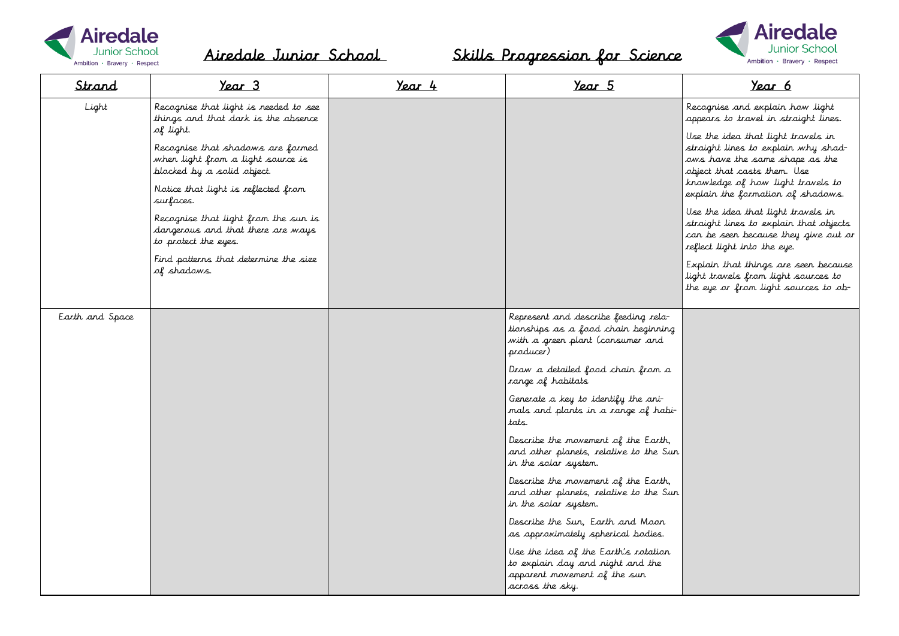# Airedale Junior School Skills Progression for Science

| Strand | Year 3 | Year 4 | Year 5 | Year 6 |
|---|---|---|---|---|
| Light | Recognise that light is needed to see things and that dark is the absence of light.<br><br>Recognise that shadows are formed when light from a light source is blocked by a solid object.<br><br>Notice that light is reflected from surfaces.<br><br>Recognise that light from the sun is dangerous and that there are ways to protect the eyes.<br><br>Find patterns that determine the size of shadows. | | | Recognise and explain how light appears to travel in straight lines.<br><br>Use the idea that light travels in straight lines to explain why shadows have the same shape as the object that casts them. Use knowledge of how light travels to explain the formation of shadows.<br><br>Use the idea that light travels in straight lines to explain that objects can be seen because they give out or reflect light into the eye.<br><br>Explain that things are seen because light travels from light sources to the eye or from light sources to ob- |
| Earth and Space | | | Represent and describe feeding relationships as a food chain beginning with a green plant (consumer and producer)<br><br>Draw a detailed food chain from a range of habitats<br><br>Generate a key to identify the animals and plants in a range of habitats.<br><br>Describe the movement of the Earth, and other planets, relative to the Sun in the solar system.<br><br>Describe the movement of the Earth, and other planets, relative to the Sun in the solar system.<br><br>Describe the Sun, Earth and Moon as approximately spherical bodies.<br><br>Use the idea of the Earth's rotation to explain day and night and the apparent movement of the sun across the sky. | |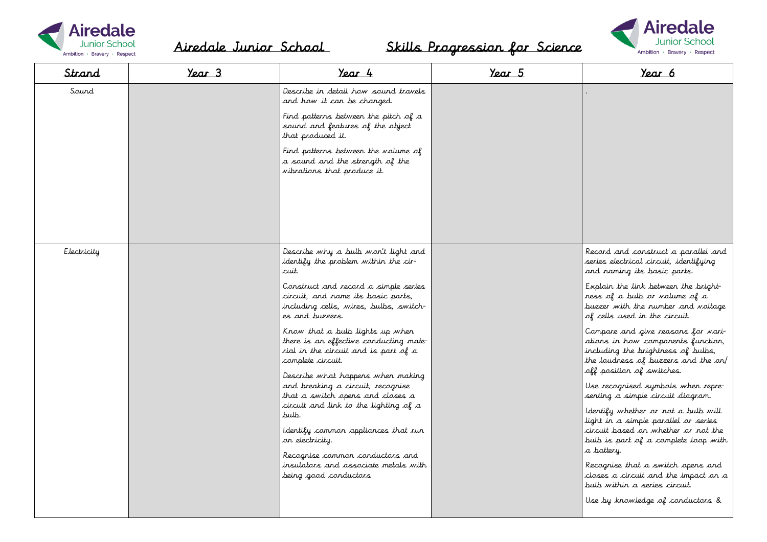# Airedale Junior School Skills Progression for Science

| Strand | Year 3 | Year 4 | Year 5 | Year 6 |
|---|---|---|---|---|
| Sound | | Describe in detail how sound travels and how it can be changed.<br><br>Find patterns between the pitch of a sound and features of the object that produced it.<br><br>Find patterns between the volume of a sound and the strength of the vibrations that produce it. | | . |
| Electricity | | Describe why a bulb won't light and identify the problem within the circuit.<br><br>Construct and record a simple series circuit, and name its basic parts, including cells, wires, bulbs, switches and buzzers.<br><br>Know that a bulb lights up when there is an effective conducting material in the circuit and is part of a complete circuit.<br><br>Describe what happens when making and breaking a circuit, recognise that a switch opens and closes a circuit and link to the lighting of a bulb.<br><br>Identify common appliances that run on electricity.<br><br>Recognise common conductors and insulators and associate metals with being good conductors | | Record and construct a parallel and series electrical circuit, identifying and naming its basic parts.<br><br>Explain the link between the brightness of a bulb or volume of a buzzer with the number and voltage of cells used in the circuit.<br><br>Compare and give reasons for variations in how components function, including the brightness of bulbs, the loudness of buzzers and the on/off position of switches.<br><br>Use recognised symbols when representing a simple circuit diagram.<br><br>Identify whether or not a bulb will light in a simple parallel or series circuit based on whether or not the bulb is part of a complete loop with a battery.<br><br>Recognise that a switch opens and closes a circuit and the impact on a bulb within a series circuit.<br><br>Use by knowledge of conductors & |